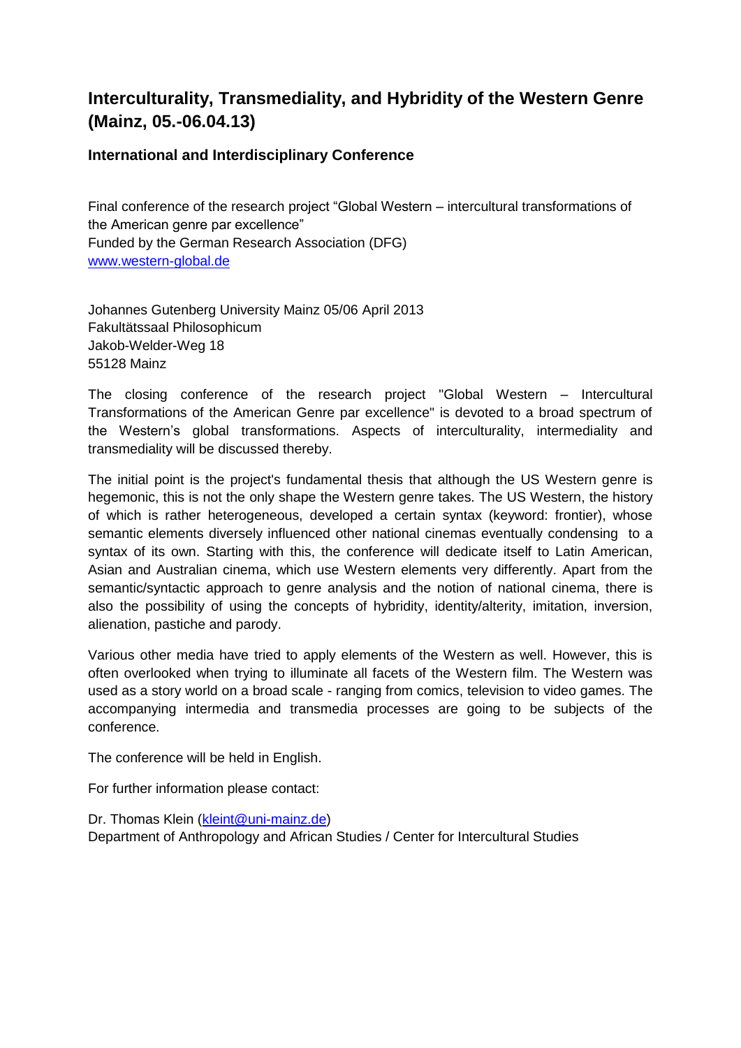# Interculturality, Transmediality, and Hybridity of the Western Genre (Mainz, 05.-06.04.13)

### International and Interdisciplinary Conference

Final conference of the research project "Global Western – intercultural transformations of the American genre par excellence"
Funded by the German Research Association (DFG)
www.western-global.de

Johannes Gutenberg University Mainz 05/06 April 2013
Fakultätssaal Philosophicum
Jakob-Welder-Weg 18
55128 Mainz

The closing conference of the research project "Global Western – Intercultural Transformations of the American Genre par excellence" is devoted to a broad spectrum of the Western's global transformations. Aspects of interculturality, intermediality and transmediality will be discussed thereby.

The initial point is the project's fundamental thesis that although the US Western genre is hegemonic, this is not the only shape the Western genre takes. The US Western, the history of which is rather heterogeneous, developed a certain syntax (keyword: frontier), whose semantic elements diversely influenced other national cinemas eventually condensing to a syntax of its own. Starting with this, the conference will dedicate itself to Latin American, Asian and Australian cinema, which use Western elements very differently. Apart from the semantic/syntactic approach to genre analysis and the notion of national cinema, there is also the possibility of using the concepts of hybridity, identity/alterity, imitation, inversion, alienation, pastiche and parody.

Various other media have tried to apply elements of the Western as well. However, this is often overlooked when trying to illuminate all facets of the Western film. The Western was used as a story world on a broad scale - ranging from comics, television to video games. The accompanying intermedia and transmedia processes are going to be subjects of the conference.

The conference will be held in English.

For further information please contact:

Dr. Thomas Klein (kleint@uni-mainz.de)
Department of Anthropology and African Studies / Center for Intercultural Studies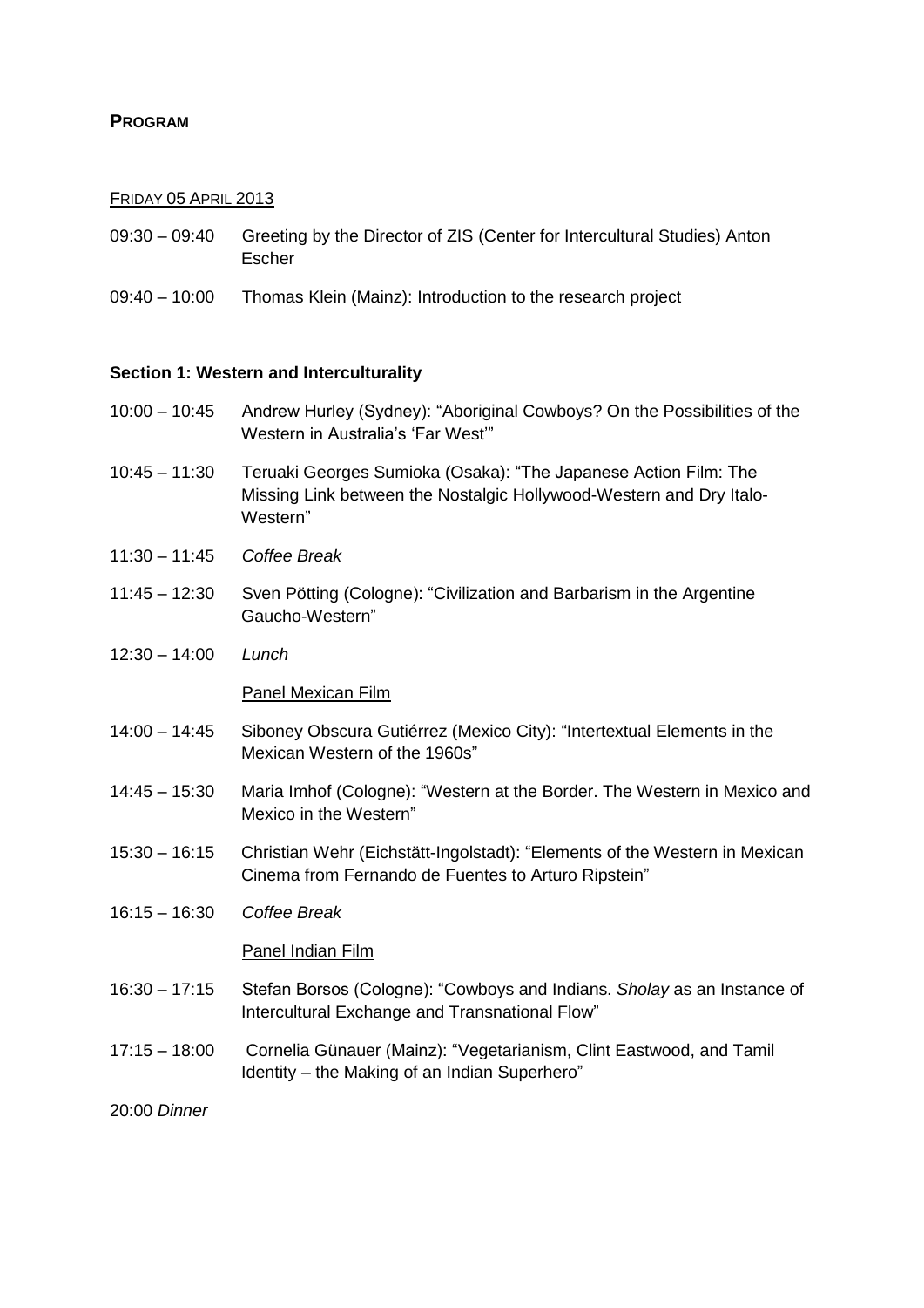## **PROGRAM**

FRIDAY 05 APRIL 2013

09:30 – 09:40 Greeting by the Director of ZIS (Center for Intercultural Studies) Anton Escher

09:40 – 10:00 Thomas Klein (Mainz): Introduction to the research project

### **Section 1: Western and Interculturality**

10:00 – 10:45 Andrew Hurley (Sydney): "Aboriginal Cowboys? On the Possibilities of the Western in Australia's 'Far West'"

10:45 – 11:30 Teruaki Georges Sumioka (Osaka): "The Japanese Action Film: The Missing Link between the Nostalgic Hollywood-Western and Dry Italo-Western"

11:30 – 11:45 *Coffee Break*

11:45 – 12:30 Sven Pötting (Cologne): "Civilization and Barbarism in the Argentine Gaucho-Western"

12:30 – 14:00 *Lunch*

Panel Mexican Film

14:00 – 14:45 Siboney Obscura Gutiérrez (Mexico City): "Intertextual Elements in the Mexican Western of the 1960s"

14:45 – 15:30 Maria Imhof (Cologne): "Western at the Border. The Western in Mexico and Mexico in the Western"

15:30 – 16:15 Christian Wehr (Eichstätt-Ingolstadt): "Elements of the Western in Mexican Cinema from Fernando de Fuentes to Arturo Ripstein"

16:15 – 16:30 *Coffee Break*

Panel Indian Film

16:30 – 17:15 Stefan Borsos (Cologne): "Cowboys and Indians. *Sholay* as an Instance of Intercultural Exchange and Transnational Flow"

17:15 – 18:00 Cornelia Günauer (Mainz): "Vegetarianism, Clint Eastwood, and Tamil Identity – the Making of an Indian Superhero"

20:00 *Dinner*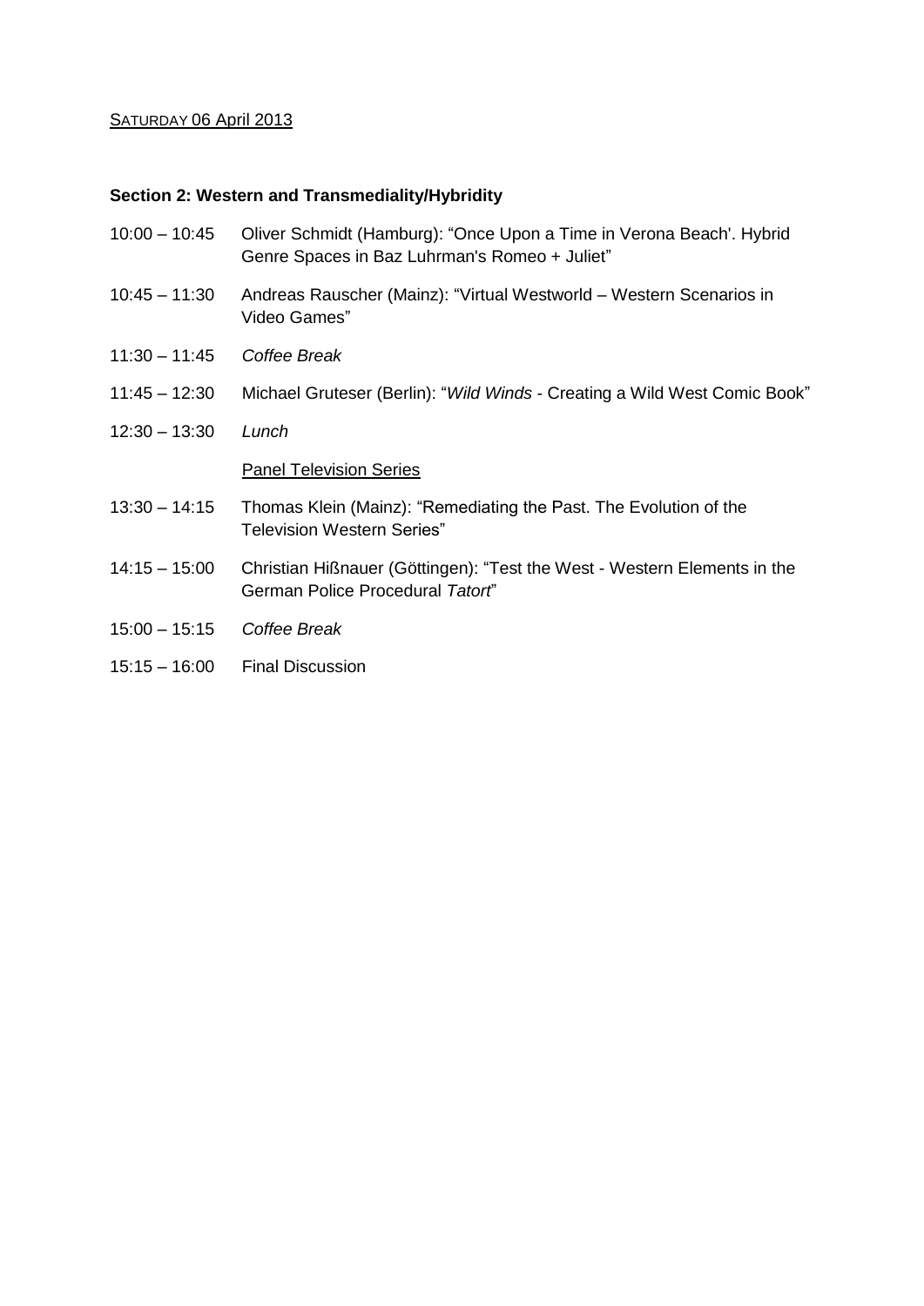SATURDAY 06 April 2013

**Section 2: Western and Transmediality/Hybridity**

| | |
|---|---|
| 10:00 – 10:45 | Oliver Schmidt (Hamburg): "Once Upon a Time in Verona Beach'. Hybrid Genre Spaces in Baz Luhrman's Romeo + Juliet" |
| 10:45 – 11:30 | Andreas Rauscher (Mainz): "Virtual Westworld – Western Scenarios in Video Games" |
| 11:30 – 11:45 | *Coffee Break* |
| 11:45 – 12:30 | Michael Gruteser (Berlin): "*Wild Winds* - Creating a Wild West Comic Book" |
| 12:30 – 13:30 | *Lunch* |
| | Panel Television Series |
| 13:30 – 14:15 | Thomas Klein (Mainz): "Remediating the Past. The Evolution of the Television Western Series" |
| 14:15 – 15:00 | Christian Hißnauer (Göttingen): "Test the West - Western Elements in the German Police Procedural *Tatort*" |
| 15:00 – 15:15 | *Coffee Break* |
| 15:15 – 16:00 | Final Discussion |